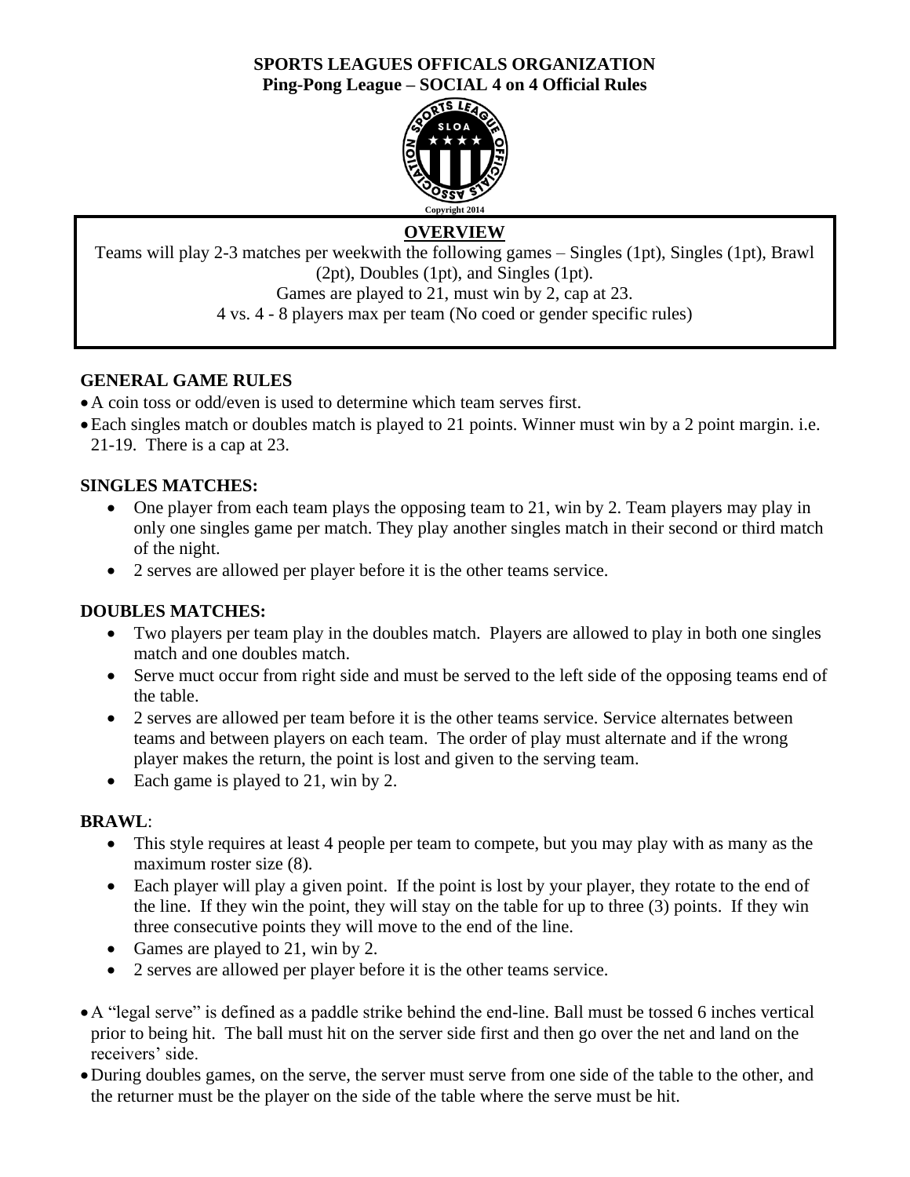**SPORTS LEAGUES OFFICALS ORGANIZATION**
**Ping-Pong League – SOCIAL 4 on 4 Official Rules**

Copyright 2014

## OVERVIEW

Teams will play 2-3 matches per weekwith the following games – Singles (1pt), Singles (1pt), Brawl (2pt), Doubles (1pt), and Singles (1pt).
Games are played to 21, must win by 2, cap at 23.
4 vs. 4 - 8 players max per team (No coed or gender specific rules)

### GENERAL GAME RULES

- A coin toss or odd/even is used to determine which team serves first.
- Each singles match or doubles match is played to 21 points. Winner must win by a 2 point margin. i.e. 21-19. There is a cap at 23.

### SINGLES MATCHES:

- One player from each team plays the opposing team to 21, win by 2. Team players may play in only one singles game per match. They play another singles match in their second or third match of the night.
- 2 serves are allowed per player before it is the other teams service.

### DOUBLES MATCHES:

- Two players per team play in the doubles match. Players are allowed to play in both one singles match and one doubles match.
- Serve muct occur from right side and must be served to the left side of the opposing teams end of the table.
- 2 serves are allowed per team before it is the other teams service. Service alternates between teams and between players on each team. The order of play must alternate and if the wrong player makes the return, the point is lost and given to the serving team.
- Each game is played to 21, win by 2.

### BRAWL:

- This style requires at least 4 people per team to compete, but you may play with as many as the maximum roster size (8).
- Each player will play a given point. If the point is lost by your player, they rotate to the end of the line. If they win the point, they will stay on the table for up to three (3) points. If they win three consecutive points they will move to the end of the line.
- Games are played to 21, win by 2.
- 2 serves are allowed per player before it is the other teams service.

- A "legal serve" is defined as a paddle strike behind the end-line. Ball must be tossed 6 inches vertical prior to being hit. The ball must hit on the server side first and then go over the net and land on the receivers' side.
- During doubles games, on the serve, the server must serve from one side of the table to the other, and the returner must be the player on the side of the table where the serve must be hit.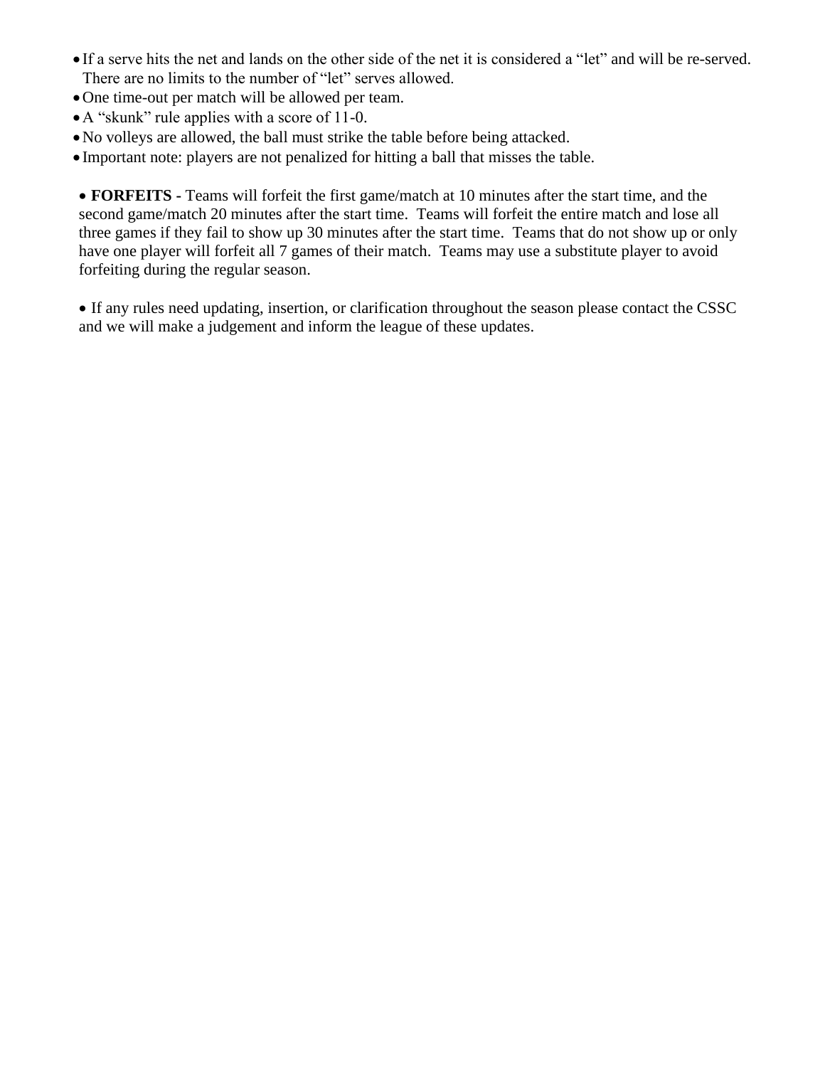- If a serve hits the net and lands on the other side of the net it is considered a "let" and will be re-served. There are no limits to the number of "let" serves allowed.
- One time-out per match will be allowed per team.
- A "skunk" rule applies with a score of 11-0.
- No volleys are allowed, the ball must strike the table before being attacked.
- Important note: players are not penalized for hitting a ball that misses the table.

- **FORFEITS -** Teams will forfeit the first game/match at 10 minutes after the start time, and the second game/match 20 minutes after the start time. Teams will forfeit the entire match and lose all three games if they fail to show up 30 minutes after the start time. Teams that do not show up or only have one player will forfeit all 7 games of their match. Teams may use a substitute player to avoid forfeiting during the regular season.

- If any rules need updating, insertion, or clarification throughout the season please contact the CSSC and we will make a judgement and inform the league of these updates.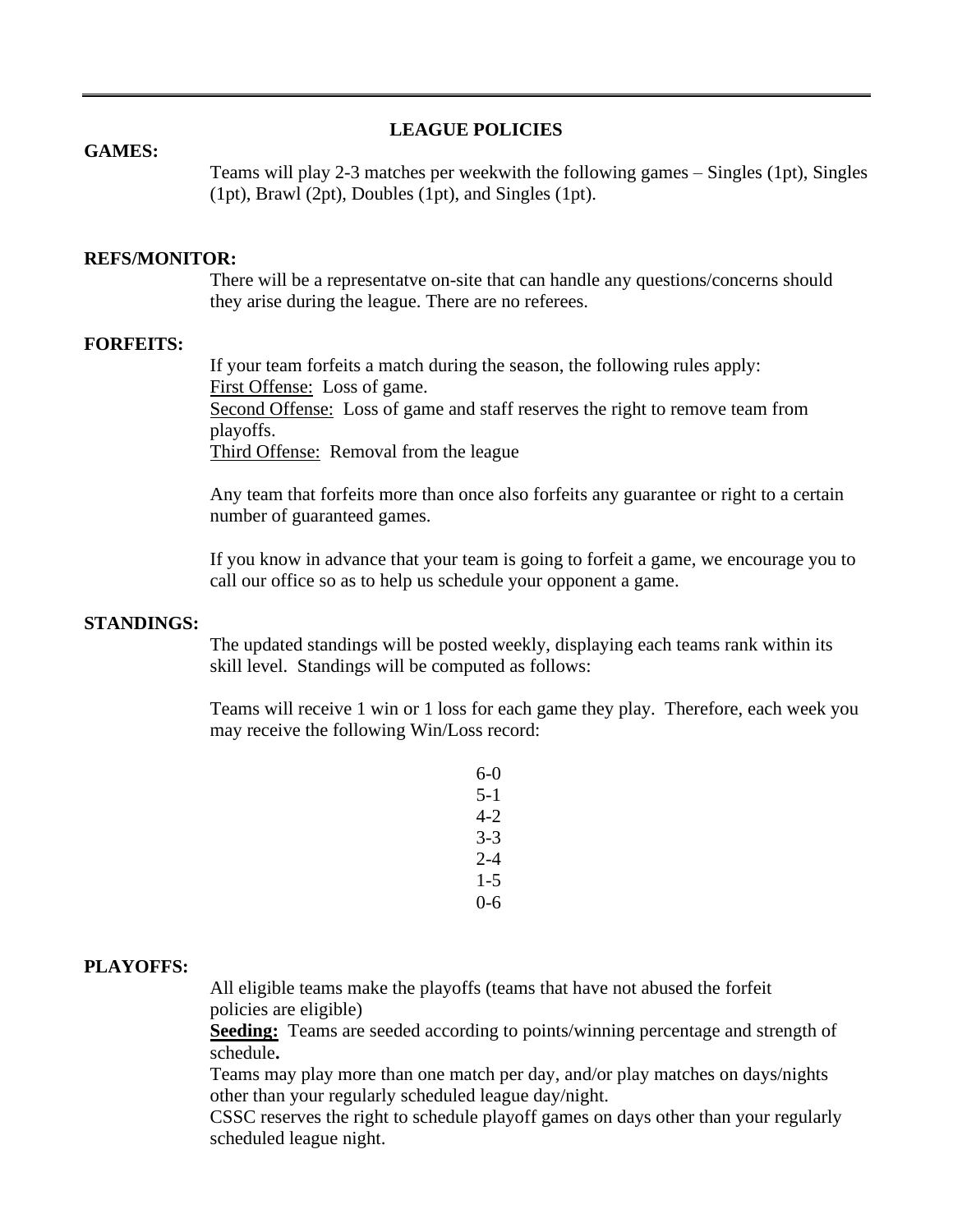---

## LEAGUE POLICIES

**GAMES:**

Teams will play 2-3 matches per weekwith the following games – Singles (1pt), Singles (1pt), Brawl (2pt), Doubles (1pt), and Singles (1pt).

**REFS/MONITOR:**

There will be a representatve on-site that can handle any questions/concerns should they arise during the league. There are no referees.

**FORFEITS:**

If your team forfeits a match during the season, the following rules apply:
<u>First Offense:</u> Loss of game.
<u>Second Offense:</u> Loss of game and staff reserves the right to remove team from playoffs.
<u>Third Offense:</u> Removal from the league

Any team that forfeits more than once also forfeits any guarantee or right to a certain number of guaranteed games.

If you know in advance that your team is going to forfeit a game, we encourage you to call our office so as to help us schedule your opponent a game.

**STANDINGS:**

The updated standings will be posted weekly, displaying each teams rank within its skill level. Standings will be computed as follows:

Teams will receive 1 win or 1 loss for each game they play. Therefore, each week you may receive the following Win/Loss record:

6-0
5-1
4-2
3-3
2-4
1-5
0-6

**PLAYOFFS:**

All eligible teams make the playoffs (teams that have not abused the forfeit policies are eligible)
<u>**Seeding:**</u> Teams are seeded according to points/winning percentage and strength of schedule**.**
Teams may play more than one match per day, and/or play matches on days/nights other than your regularly scheduled league day/night.
CSSC reserves the right to schedule playoff games on days other than your regularly scheduled league night.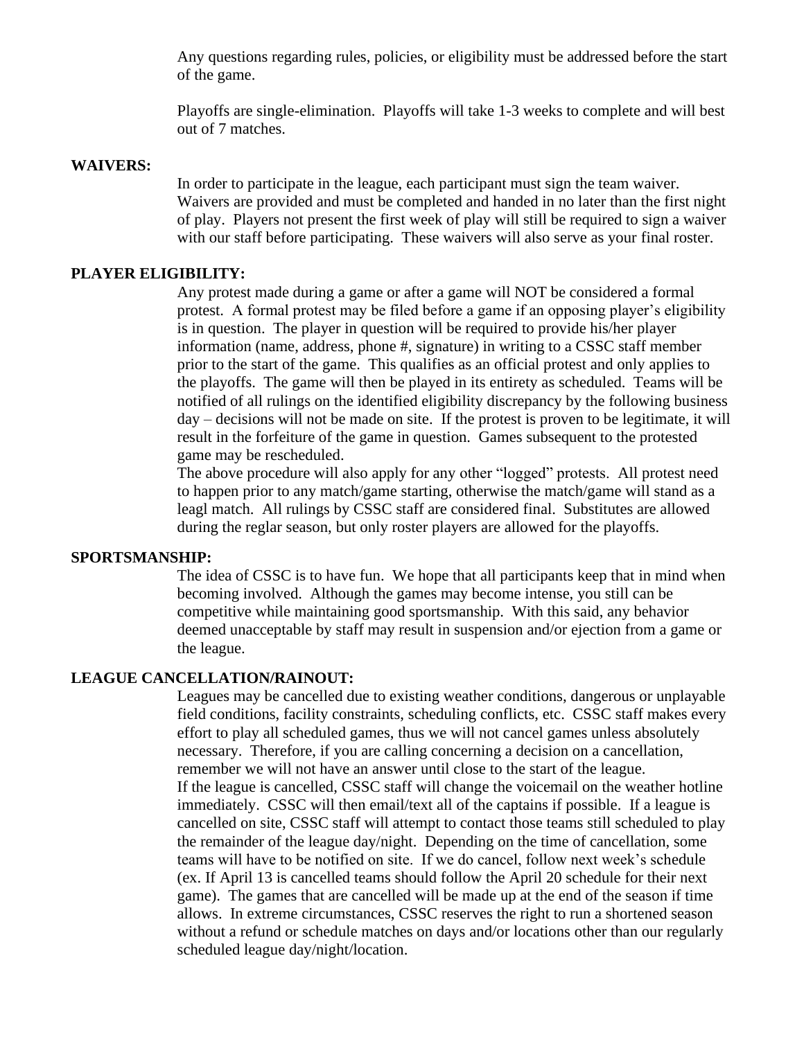Any questions regarding rules, policies, or eligibility must be addressed before the start of the game.

Playoffs are single-elimination. Playoffs will take 1-3 weeks to complete and will best out of 7 matches.

**WAIVERS:**

In order to participate in the league, each participant must sign the team waiver. Waivers are provided and must be completed and handed in no later than the first night of play. Players not present the first week of play will still be required to sign a waiver with our staff before participating. These waivers will also serve as your final roster.

**PLAYER ELIGIBILITY:**

Any protest made during a game or after a game will NOT be considered a formal protest. A formal protest may be filed before a game if an opposing player's eligibility is in question. The player in question will be required to provide his/her player information (name, address, phone #, signature) in writing to a CSSC staff member prior to the start of the game. This qualifies as an official protest and only applies to the playoffs. The game will then be played in its entirety as scheduled. Teams will be notified of all rulings on the identified eligibility discrepancy by the following business day – decisions will not be made on site. If the protest is proven to be legitimate, it will result in the forfeiture of the game in question. Games subsequent to the protested game may be rescheduled.

The above procedure will also apply for any other "logged" protests. All protest need to happen prior to any match/game starting, otherwise the match/game will stand as a leagl match. All rulings by CSSC staff are considered final. Substitutes are allowed during the reglar season, but only roster players are allowed for the playoffs.

**SPORTSMANSHIP:**

The idea of CSSC is to have fun. We hope that all participants keep that in mind when becoming involved. Although the games may become intense, you still can be competitive while maintaining good sportsmanship. With this said, any behavior deemed unacceptable by staff may result in suspension and/or ejection from a game or the league.

**LEAGUE CANCELLATION/RAINOUT:**

Leagues may be cancelled due to existing weather conditions, dangerous or unplayable field conditions, facility constraints, scheduling conflicts, etc. CSSC staff makes every effort to play all scheduled games, thus we will not cancel games unless absolutely necessary. Therefore, if you are calling concerning a decision on a cancellation, remember we will not have an answer until close to the start of the league.

If the league is cancelled, CSSC staff will change the voicemail on the weather hotline immediately. CSSC will then email/text all of the captains if possible. If a league is cancelled on site, CSSC staff will attempt to contact those teams still scheduled to play the remainder of the league day/night. Depending on the time of cancellation, some teams will have to be notified on site. If we do cancel, follow next week's schedule (ex. If April 13 is cancelled teams should follow the April 20 schedule for their next game). The games that are cancelled will be made up at the end of the season if time allows. In extreme circumstances, CSSC reserves the right to run a shortened season without a refund or schedule matches on days and/or locations other than our regularly scheduled league day/night/location.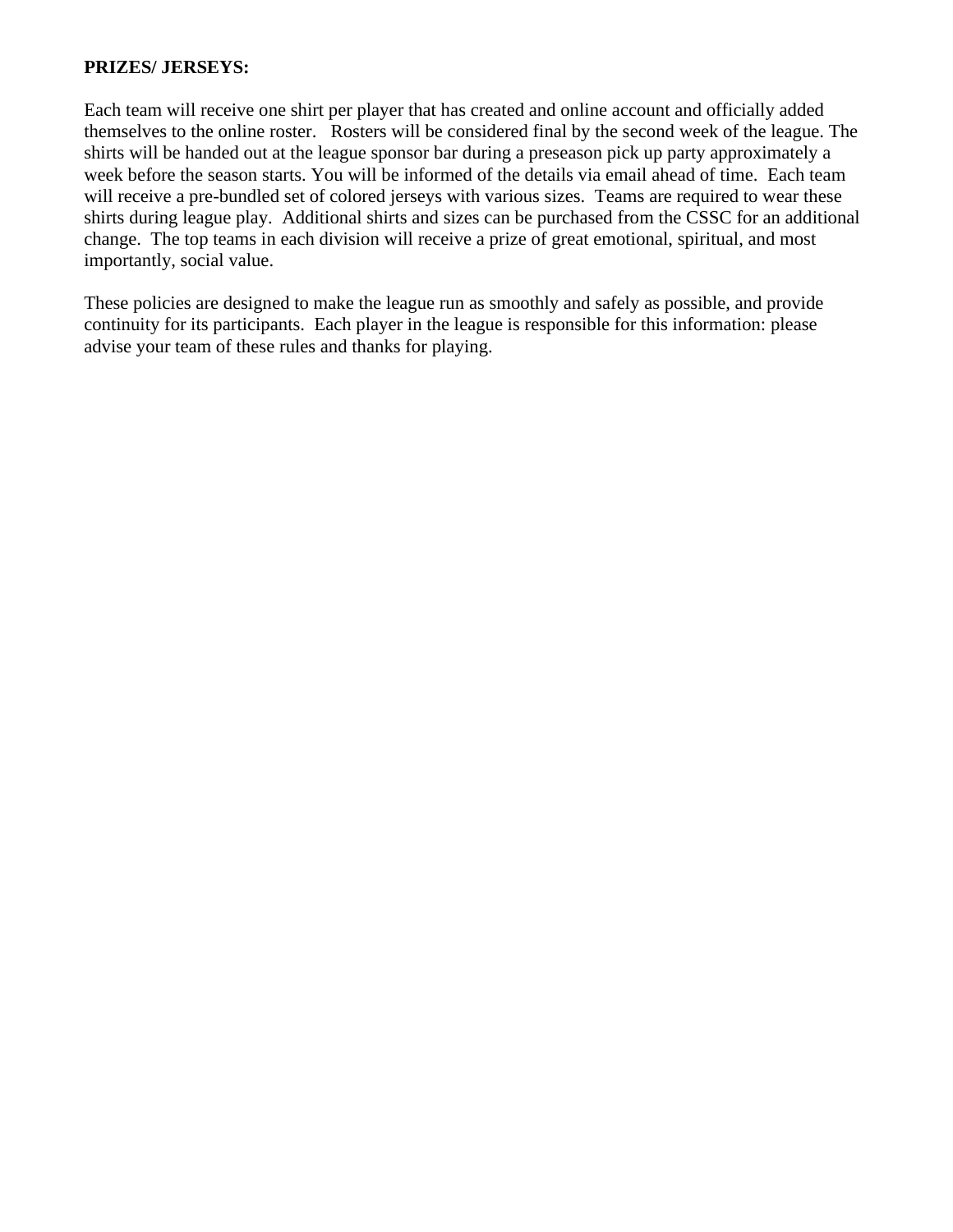**PRIZES/ JERSEYS:**

Each team will receive one shirt per player that has created and online account and officially added themselves to the online roster. Rosters will be considered final by the second week of the league. The shirts will be handed out at the league sponsor bar during a preseason pick up party approximately a week before the season starts. You will be informed of the details via email ahead of time. Each team will receive a pre-bundled set of colored jerseys with various sizes. Teams are required to wear these shirts during league play. Additional shirts and sizes can be purchased from the CSSC for an additional change. The top teams in each division will receive a prize of great emotional, spiritual, and most importantly, social value.

These policies are designed to make the league run as smoothly and safely as possible, and provide continuity for its participants. Each player in the league is responsible for this information: please advise your team of these rules and thanks for playing.